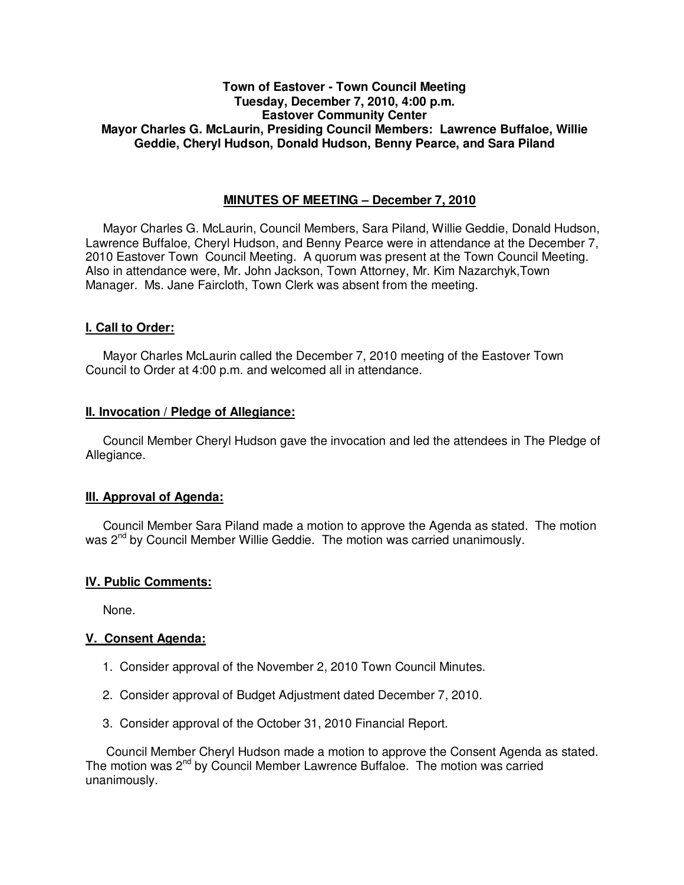**Town of Eastover - Town Council Meeting**
**Tuesday, December 7, 2010, 4:00 p.m.**
**Eastover Community Center**
**Mayor Charles G. McLaurin, Presiding Council Members: Lawrence Buffaloe, Willie Geddie, Cheryl Hudson, Donald Hudson, Benny Pearce, and Sara Piland**

## MINUTES OF MEETING – December 7, 2010

Mayor Charles G. McLaurin, Council Members, Sara Piland, Willie Geddie, Donald Hudson, Lawrence Buffaloe, Cheryl Hudson, and Benny Pearce were in attendance at the December 7, 2010 Eastover Town Council Meeting. A quorum was present at the Town Council Meeting. Also in attendance were, Mr. John Jackson, Town Attorney, Mr. Kim Nazarchyk,Town Manager. Ms. Jane Faircloth, Town Clerk was absent from the meeting.

### I. Call to Order:

Mayor Charles McLaurin called the December 7, 2010 meeting of the Eastover Town Council to Order at 4:00 p.m. and welcomed all in attendance.

### II. Invocation / Pledge of Allegiance:

Council Member Cheryl Hudson gave the invocation and led the attendees in The Pledge of Allegiance.

### III. Approval of Agenda:

Council Member Sara Piland made a motion to approve the Agenda as stated. The motion was 2nd by Council Member Willie Geddie. The motion was carried unanimously.

### IV. Public Comments:

None.

### V. Consent Agenda:

1. Consider approval of the November 2, 2010 Town Council Minutes.
2. Consider approval of Budget Adjustment dated December 7, 2010.
3. Consider approval of the October 31, 2010 Financial Report.

Council Member Cheryl Hudson made a motion to approve the Consent Agenda as stated. The motion was 2nd by Council Member Lawrence Buffaloe. The motion was carried unanimously.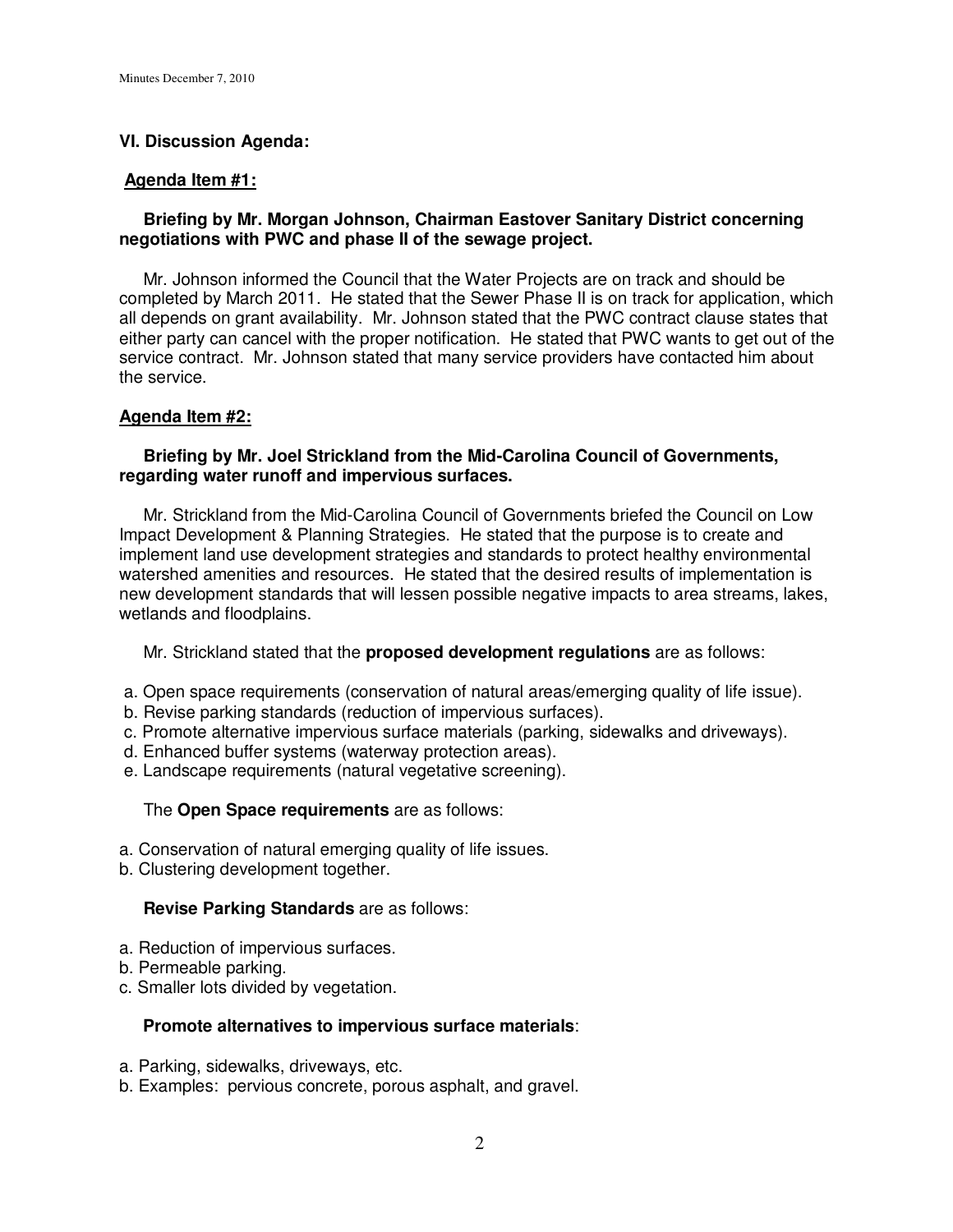## VI. Discussion Agenda:

### Agenda Item #1:

**Briefing by Mr. Morgan Johnson, Chairman Eastover Sanitary District concerning negotiations with PWC and phase II of the sewage project.**

Mr. Johnson informed the Council that the Water Projects are on track and should be completed by March 2011. He stated that the Sewer Phase II is on track for application, which all depends on grant availability. Mr. Johnson stated that the PWC contract clause states that either party can cancel with the proper notification. He stated that PWC wants to get out of the service contract. Mr. Johnson stated that many service providers have contacted him about the service.

### Agenda Item #2:

**Briefing by Mr. Joel Strickland from the Mid-Carolina Council of Governments, regarding water runoff and impervious surfaces.**

Mr. Strickland from the Mid-Carolina Council of Governments briefed the Council on Low Impact Development & Planning Strategies. He stated that the purpose is to create and implement land use development strategies and standards to protect healthy environmental watershed amenities and resources. He stated that the desired results of implementation is new development standards that will lessen possible negative impacts to area streams, lakes, wetlands and floodplains.

Mr. Strickland stated that the **proposed development regulations** are as follows:

a. Open space requirements (conservation of natural areas/emerging quality of life issue).
b. Revise parking standards (reduction of impervious surfaces).
c. Promote alternative impervious surface materials (parking, sidewalks and driveways).
d. Enhanced buffer systems (waterway protection areas).
e. Landscape requirements (natural vegetative screening).

The **Open Space requirements** are as follows:

a. Conservation of natural emerging quality of life issues.
b. Clustering development together.

**Revise Parking Standards** are as follows:

a. Reduction of impervious surfaces.
b. Permeable parking.
c. Smaller lots divided by vegetation.

**Promote alternatives to impervious surface materials**:

a. Parking, sidewalks, driveways, etc.
b. Examples: pervious concrete, porous asphalt, and gravel.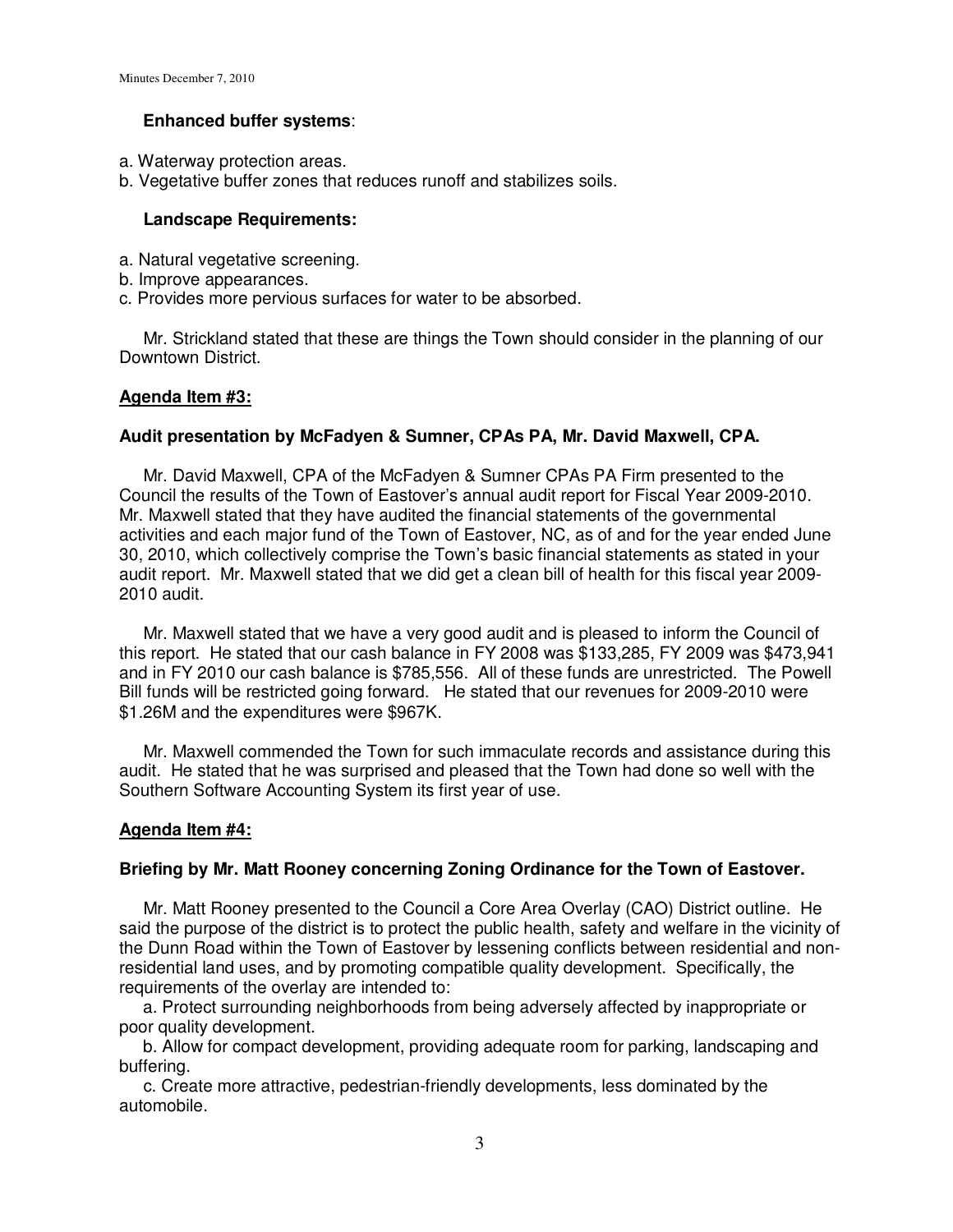**Enhanced buffer systems**:

a. Waterway protection areas.
b. Vegetative buffer zones that reduces runoff and stabilizes soils.

**Landscape Requirements:**

a. Natural vegetative screening.
b. Improve appearances.
c. Provides more pervious surfaces for water to be absorbed.

Mr. Strickland stated that these are things the Town should consider in the planning of our Downtown District.

**Agenda Item #3:**

**Audit presentation by McFadyen & Sumner, CPAs PA, Mr. David Maxwell, CPA.**

Mr. David Maxwell, CPA of the McFadyen & Sumner CPAs PA Firm presented to the Council the results of the Town of Eastover's annual audit report for Fiscal Year 2009-2010. Mr. Maxwell stated that they have audited the financial statements of the governmental activities and each major fund of the Town of Eastover, NC, as of and for the year ended June 30, 2010, which collectively comprise the Town's basic financial statements as stated in your audit report. Mr. Maxwell stated that we did get a clean bill of health for this fiscal year 2009-2010 audit.

Mr. Maxwell stated that we have a very good audit and is pleased to inform the Council of this report. He stated that our cash balance in FY 2008 was $133,285, FY 2009 was $473,941 and in FY 2010 our cash balance is $785,556. All of these funds are unrestricted. The Powell Bill funds will be restricted going forward. He stated that our revenues for 2009-2010 were $1.26M and the expenditures were $967K.

Mr. Maxwell commended the Town for such immaculate records and assistance during this audit. He stated that he was surprised and pleased that the Town had done so well with the Southern Software Accounting System its first year of use.

**Agenda Item #4:**

**Briefing by Mr. Matt Rooney concerning Zoning Ordinance for the Town of Eastover.**

Mr. Matt Rooney presented to the Council a Core Area Overlay (CAO) District outline. He said the purpose of the district is to protect the public health, safety and welfare in the vicinity of the Dunn Road within the Town of Eastover by lessening conflicts between residential and non-residential land uses, and by promoting compatible quality development. Specifically, the requirements of the overlay are intended to:

a. Protect surrounding neighborhoods from being adversely affected by inappropriate or poor quality development.

b. Allow for compact development, providing adequate room for parking, landscaping and buffering.

c. Create more attractive, pedestrian-friendly developments, less dominated by the automobile.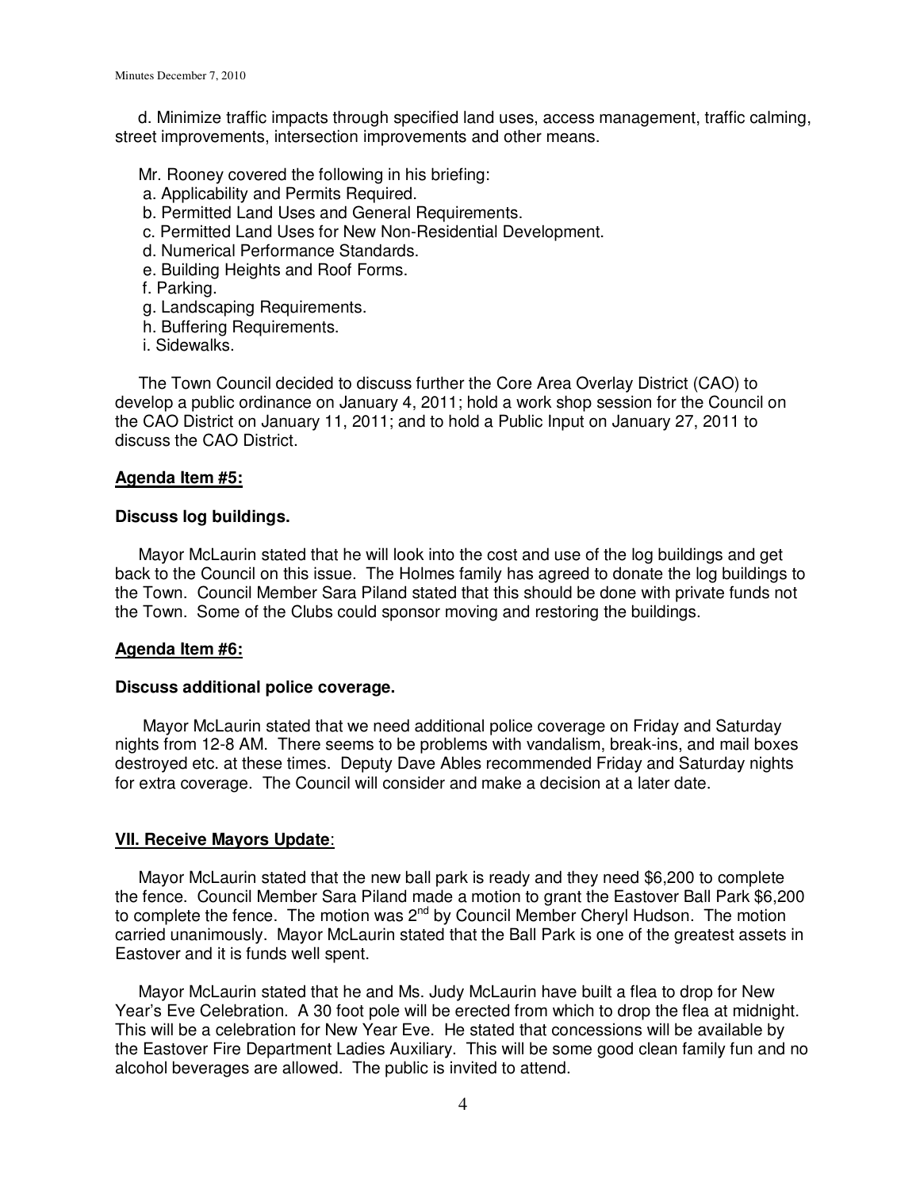d. Minimize traffic impacts through specified land uses, access management, traffic calming, street improvements, intersection improvements and other means.

Mr. Rooney covered the following in his briefing:

a. Applicability and Permits Required.
b. Permitted Land Uses and General Requirements.
c. Permitted Land Uses for New Non-Residential Development.
d. Numerical Performance Standards.
e. Building Heights and Roof Forms.
f. Parking.
g. Landscaping Requirements.
h. Buffering Requirements.
i. Sidewalks.

The Town Council decided to discuss further the Core Area Overlay District (CAO) to develop a public ordinance on January 4, 2011; hold a work shop session for the Council on the CAO District on January 11, 2011; and to hold a Public Input on January 27, 2011 to discuss the CAO District.

**Agenda Item #5:**

**Discuss log buildings.**

Mayor McLaurin stated that he will look into the cost and use of the log buildings and get back to the Council on this issue. The Holmes family has agreed to donate the log buildings to the Town. Council Member Sara Piland stated that this should be done with private funds not the Town. Some of the Clubs could sponsor moving and restoring the buildings.

**Agenda Item #6:**

**Discuss additional police coverage.**

Mayor McLaurin stated that we need additional police coverage on Friday and Saturday nights from 12-8 AM. There seems to be problems with vandalism, break-ins, and mail boxes destroyed etc. at these times. Deputy Dave Ables recommended Friday and Saturday nights for extra coverage. The Council will consider and make a decision at a later date.

**VII. Receive Mayors Update:**

Mayor McLaurin stated that the new ball park is ready and they need $6,200 to complete the fence. Council Member Sara Piland made a motion to grant the Eastover Ball Park $6,200 to complete the fence. The motion was 2nd by Council Member Cheryl Hudson. The motion carried unanimously. Mayor McLaurin stated that the Ball Park is one of the greatest assets in Eastover and it is funds well spent.

Mayor McLaurin stated that he and Ms. Judy McLaurin have built a flea to drop for New Year's Eve Celebration. A 30 foot pole will be erected from which to drop the flea at midnight. This will be a celebration for New Year Eve. He stated that concessions will be available by the Eastover Fire Department Ladies Auxiliary. This will be some good clean family fun and no alcohol beverages are allowed. The public is invited to attend.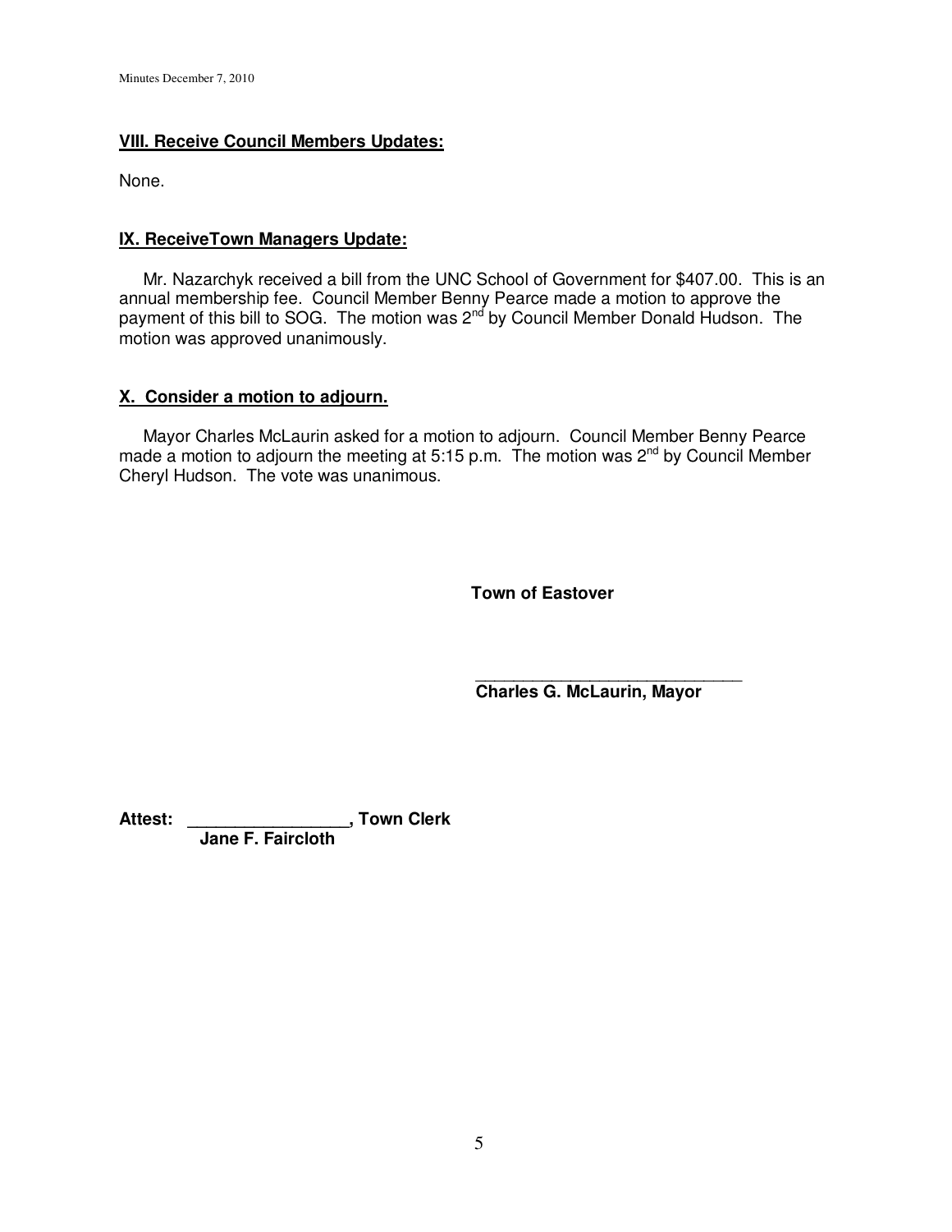**VIII. Receive Council Members Updates:**

None.

**IX. ReceiveTown Managers Update:**

Mr. Nazarchyk received a bill from the UNC School of Government for $407.00. This is an annual membership fee. Council Member Benny Pearce made a motion to approve the payment of this bill to SOG. The motion was 2nd by Council Member Donald Hudson. The motion was approved unanimously.

**X. Consider a motion to adjourn.**

Mayor Charles McLaurin asked for a motion to adjourn. Council Member Benny Pearce made a motion to adjourn the meeting at 5:15 p.m. The motion was 2nd by Council Member Cheryl Hudson. The vote was unanimous.

**Town of Eastover**

_____________________________
**Charles G. McLaurin, Mayor**

**Attest: _________________, Town Clerk**
**Jane F. Faircloth**